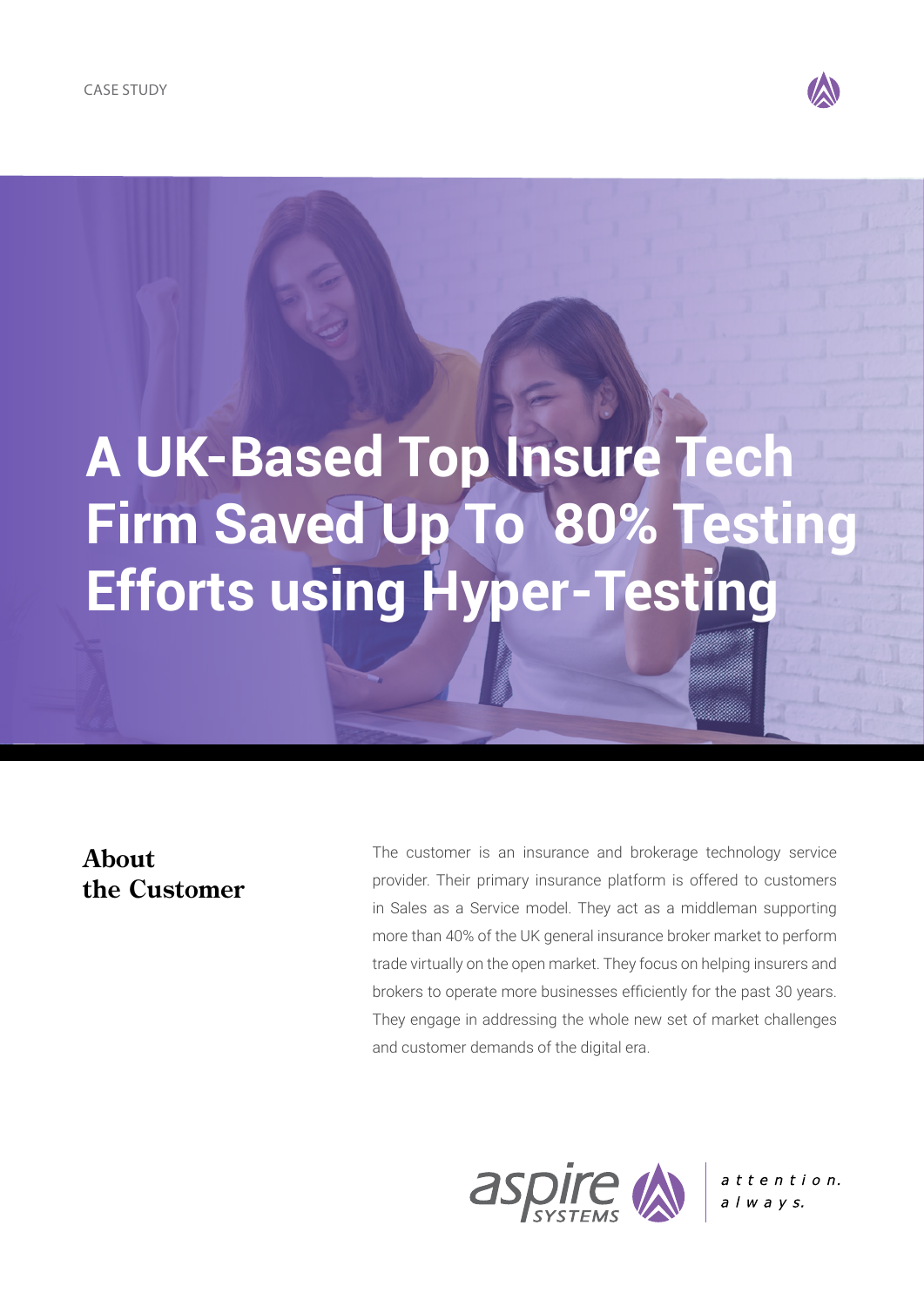CASE STUDY

# A UK-Based Top Insure Tech Firm Saved Up To 80% Testing Efforts using Hyper-Testing

## About the Customer

The customer is an insurance and brokerage technology service provider. Their primary insurance platform is offered to customers in Sales as a Service model. They act as a middleman supporting more than 40% of the UK general insurance broker market to perform trade virtually on the open market. They focus on helping insurers and brokers to operate more businesses efficiently for the past 30 years. They engage in addressing the whole new set of market challenges and customer demands of the digital era.

aspire SYSTEMS | attention. always.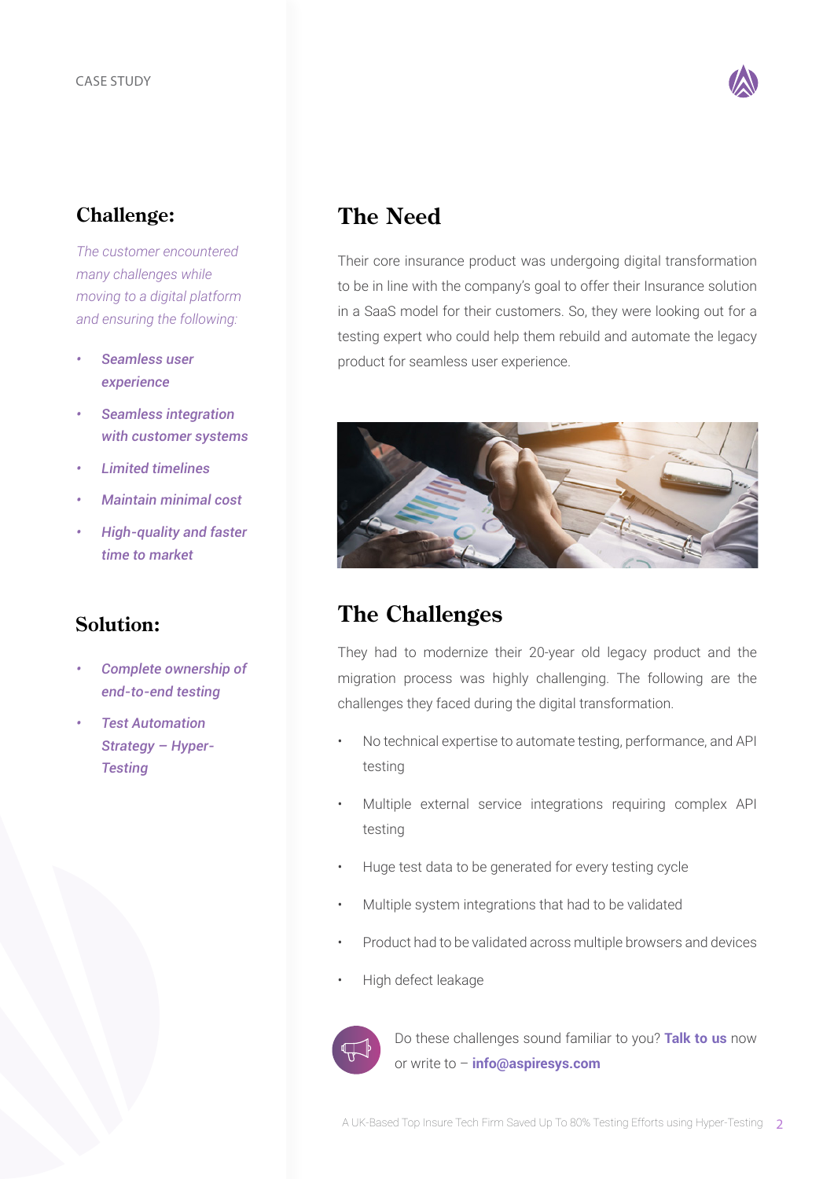## Challenge:

*The customer encountered many challenges while moving to a digital platform and ensuring the following:*

- ***Seamless user experience***
- ***Seamless integration with customer systems***
- ***Limited timelines***
- ***Maintain minimal cost***
- ***High-quality and faster time to market***

## Solution:

- ***Complete ownership of end-to-end testing***
- ***Test Automation Strategy – Hyper-Testing***

## The Need

Their core insurance product was undergoing digital transformation to be in line with the company's goal to offer their Insurance solution in a SaaS model for their customers. So, they were looking out for a testing expert who could help them rebuild and automate the legacy product for seamless user experience.

## The Challenges

They had to modernize their 20-year old legacy product and the migration process was highly challenging. The following are the challenges they faced during the digital transformation.

- No technical expertise to automate testing, performance, and API testing
- Multiple external service integrations requiring complex API testing
- Huge test data to be generated for every testing cycle
- Multiple system integrations that had to be validated
- Product had to be validated across multiple browsers and devices
- High defect leakage

Do these challenges sound familiar to you? **Talk to us** now or write to – **info@aspiresys.com**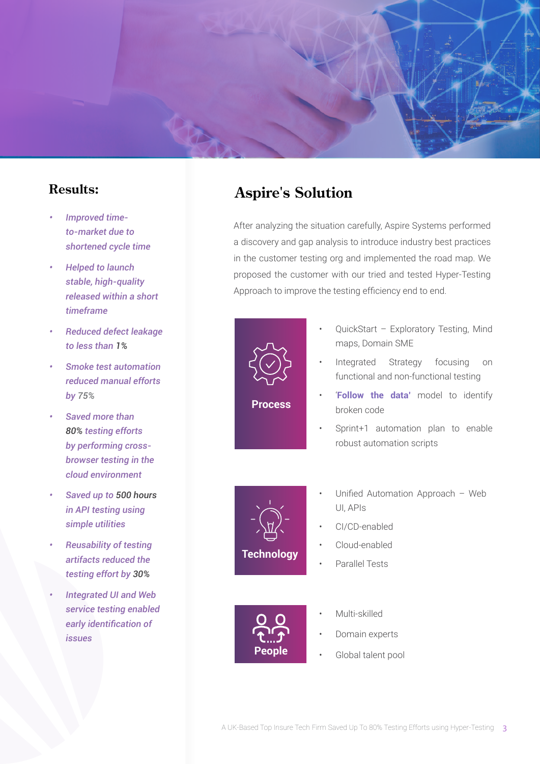## Results:

- *Improved time-to-market due to shortened cycle time*
- *Helped to launch stable, high-quality released within a short timeframe*
- *Reduced defect leakage to less than **1%***
- *Smoke test automation reduced manual efforts by 75%*
- *Saved more than **80%** testing efforts by performing cross-browser testing in the cloud environment*
- *Saved up to **500 hours** in API testing using simple utilities*
- *Reusability of testing artifacts reduced the testing effort by **30%***
- *Integrated UI and Web service testing enabled early identification of issues*

## Aspire's Solution

After analyzing the situation carefully, Aspire Systems performed a discovery and gap analysis to introduce industry best practices in the customer testing org and implemented the road map. We proposed the customer with our tried and tested Hyper-Testing Approach to improve the testing efficiency end to end.

**Process**

- QuickStart – Exploratory Testing, Mind maps, Domain SME
- Integrated Strategy focusing on functional and non-functional testing
- **'Follow the data'** model to identify broken code
- Sprint+1 automation plan to enable robust automation scripts

**Technology**

- Unified Automation Approach – Web UI, APIs
- CI/CD-enabled
- Cloud-enabled
- Parallel Tests

**People**

- Multi-skilled
- Domain experts
- Global talent pool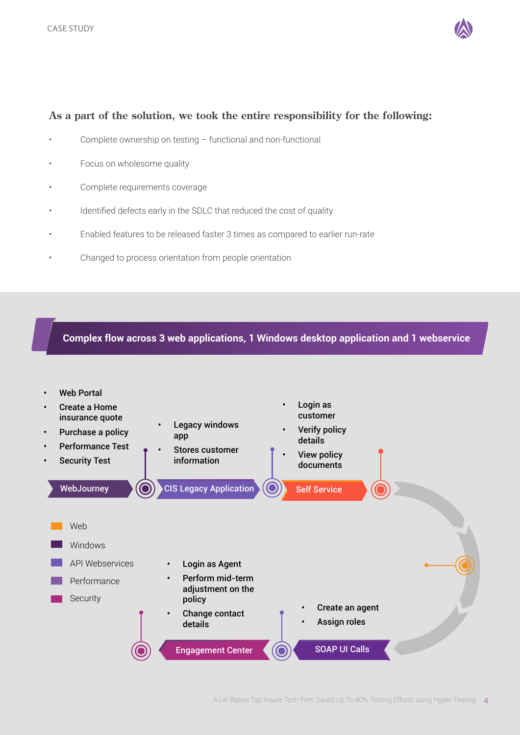**As a part of the solution, we took the entire responsibility for the following:**

- Complete ownership on testing – functional and non-functional
- Focus on wholesome quality
- Complete requirements coverage
- Identified defects early in the SDLC that reduced the cost of quality
- Enabled features to be released faster 3 times as compared to earlier run-rate
- Changed to process orientation from people orientation

## Complex flow across 3 web applications, 1 Windows desktop application and 1 webservice

**WebJourney**

- Web Portal
- Create a Home insurance quote
- Purchase a policy
- Performance Test
- Security Test

**CIS Legacy Application**

- Legacy windows app
- Stores customer information

**Self Service**

- Login as customer
- Verify policy details
- View policy documents

**SOAP UI Calls**

- Create an agent
- Assign roles

**Engagement Center**

- Login as Agent
- Perform mid-term adjustment on the policy
- Change contact details

Legend:

- Web
- Windows
- API Webservices
- Performance
- Security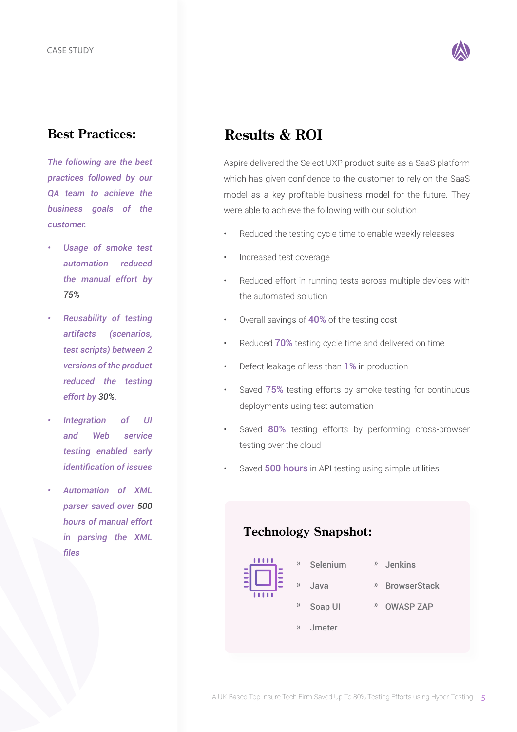## Best Practices:

*The following are the best practices followed by our QA team to achieve the business goals of the customer.*

- *Usage of smoke test automation reduced the manual effort by 75%*
- *Reusability of testing artifacts (scenarios, test scripts) between 2 versions of the product reduced the testing effort by 30%.*
- *Integration of UI and Web service testing enabled early identification of issues*
- *Automation of XML parser saved over 500 hours of manual effort in parsing the XML files*

## Results & ROI

Aspire delivered the Select UXP product suite as a SaaS platform which has given confidence to the customer to rely on the SaaS model as a key profitable business model for the future. They were able to achieve the following with our solution.

- Reduced the testing cycle time to enable weekly releases
- Increased test coverage
- Reduced effort in running tests across multiple devices with the automated solution
- Overall savings of **40%** of the testing cost
- Reduced **70%** testing cycle time and delivered on time
- Defect leakage of less than **1%** in production
- Saved **75%** testing efforts by smoke testing for continuous deployments using test automation
- Saved **80%** testing efforts by performing cross-browser testing over the cloud
- Saved **500 hours** in API testing using simple utilities

### Technology Snapshot:

- Selenium
- Java
- Soap UI
- Jmeter
- Jenkins
- BrowserStack
- OWASP ZAP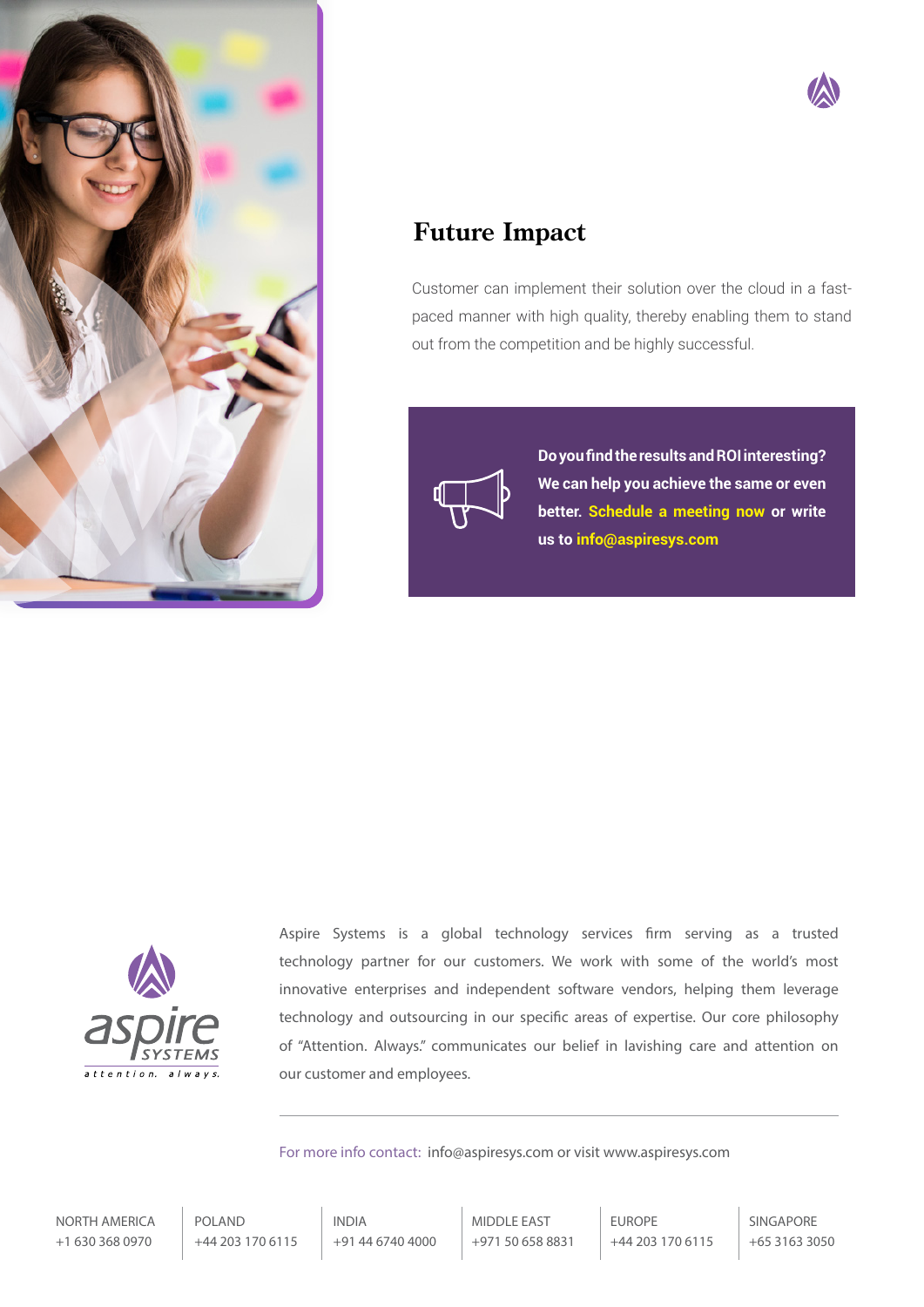## Future Impact

Customer can implement their solution over the cloud in a fast-paced manner with high quality, thereby enabling them to stand out from the competition and be highly successful.

**Do you find the results and ROI interesting? We can help you achieve the same or even better. Schedule a meeting now or write us to info@aspiresys.com**

Aspire Systems is a global technology services firm serving as a trusted technology partner for our customers. We work with some of the world's most innovative enterprises and independent software vendors, helping them leverage technology and outsourcing in our specific areas of expertise. Our core philosophy of "Attention. Always." communicates our belief in lavishing care and attention on our customer and employees.

For more info contact: info@aspiresys.com or visit www.aspiresys.com

| NORTH AMERICA | POLAND | INDIA | MIDDLE EAST | EUROPE | SINGAPORE |
|---|---|---|---|---|---|
| +1 630 368 0970 | +44 203 170 6115 | +91 44 6740 4000 | +971 50 658 8831 | +44 203 170 6115 | +65 3163 3050 |